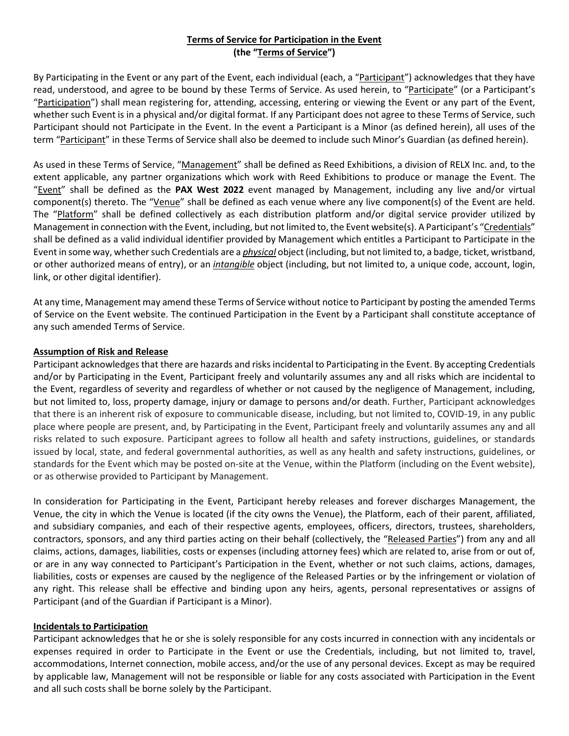**Terms of Service for Participation in the Event**
**(the "Terms of Service")**

By Participating in the Event or any part of the Event, each individual (each, a "Participant") acknowledges that they have read, understood, and agree to be bound by these Terms of Service. As used herein, to "Participate" (or a Participant's "Participation") shall mean registering for, attending, accessing, entering or viewing the Event or any part of the Event, whether such Event is in a physical and/or digital format. If any Participant does not agree to these Terms of Service, such Participant should not Participate in the Event. In the event a Participant is a Minor (as defined herein), all uses of the term "Participant" in these Terms of Service shall also be deemed to include such Minor's Guardian (as defined herein).

As used in these Terms of Service, "Management" shall be defined as Reed Exhibitions, a division of RELX Inc. and, to the extent applicable, any partner organizations which work with Reed Exhibitions to produce or manage the Event. The "Event" shall be defined as the **PAX West 2022** event managed by Management, including any live and/or virtual component(s) thereto. The "Venue" shall be defined as each venue where any live component(s) of the Event are held. The "Platform" shall be defined collectively as each distribution platform and/or digital service provider utilized by Management in connection with the Event, including, but not limited to, the Event website(s). A Participant's "Credentials" shall be defined as a valid individual identifier provided by Management which entitles a Participant to Participate in the Event in some way, whether such Credentials are a ***physical*** object (including, but not limited to, a badge, ticket, wristband, or other authorized means of entry), or an ***intangible*** object (including, but not limited to, a unique code, account, login, link, or other digital identifier).

At any time, Management may amend these Terms of Service without notice to Participant by posting the amended Terms of Service on the Event website. The continued Participation in the Event by a Participant shall constitute acceptance of any such amended Terms of Service.

**Assumption of Risk and Release**

Participant acknowledges that there are hazards and risks incidental to Participating in the Event. By accepting Credentials and/or by Participating in the Event, Participant freely and voluntarily assumes any and all risks which are incidental to the Event, regardless of severity and regardless of whether or not caused by the negligence of Management, including, but not limited to, loss, property damage, injury or damage to persons and/or death. Further, Participant acknowledges that there is an inherent risk of exposure to communicable disease, including, but not limited to, COVID-19, in any public place where people are present, and, by Participating in the Event, Participant freely and voluntarily assumes any and all risks related to such exposure. Participant agrees to follow all health and safety instructions, guidelines, or standards issued by local, state, and federal governmental authorities, as well as any health and safety instructions, guidelines, or standards for the Event which may be posted on-site at the Venue, within the Platform (including on the Event website), or as otherwise provided to Participant by Management.

In consideration for Participating in the Event, Participant hereby releases and forever discharges Management, the Venue, the city in which the Venue is located (if the city owns the Venue), the Platform, each of their parent, affiliated, and subsidiary companies, and each of their respective agents, employees, officers, directors, trustees, shareholders, contractors, sponsors, and any third parties acting on their behalf (collectively, the "Released Parties") from any and all claims, actions, damages, liabilities, costs or expenses (including attorney fees) which are related to, arise from or out of, or are in any way connected to Participant's Participation in the Event, whether or not such claims, actions, damages, liabilities, costs or expenses are caused by the negligence of the Released Parties or by the infringement or violation of any right. This release shall be effective and binding upon any heirs, agents, personal representatives or assigns of Participant (and of the Guardian if Participant is a Minor).

**Incidentals to Participation**

Participant acknowledges that he or she is solely responsible for any costs incurred in connection with any incidentals or expenses required in order to Participate in the Event or use the Credentials, including, but not limited to, travel, accommodations, Internet connection, mobile access, and/or the use of any personal devices. Except as may be required by applicable law, Management will not be responsible or liable for any costs associated with Participation in the Event and all such costs shall be borne solely by the Participant.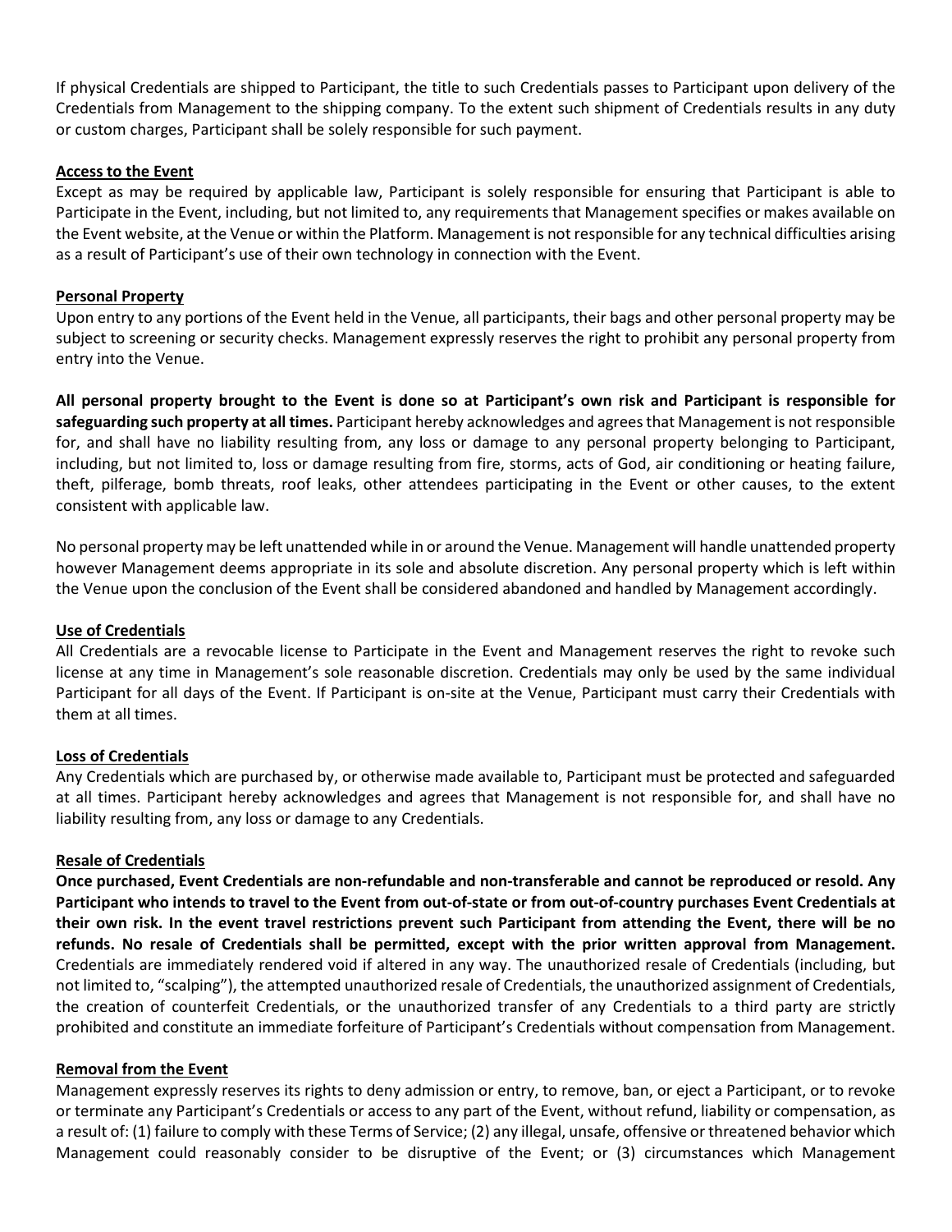If physical Credentials are shipped to Participant, the title to such Credentials passes to Participant upon delivery of the Credentials from Management to the shipping company. To the extent such shipment of Credentials results in any duty or custom charges, Participant shall be solely responsible for such payment.

**Access to the Event**

Except as may be required by applicable law, Participant is solely responsible for ensuring that Participant is able to Participate in the Event, including, but not limited to, any requirements that Management specifies or makes available on the Event website, at the Venue or within the Platform. Management is not responsible for any technical difficulties arising as a result of Participant's use of their own technology in connection with the Event.

**Personal Property**

Upon entry to any portions of the Event held in the Venue, all participants, their bags and other personal property may be subject to screening or security checks. Management expressly reserves the right to prohibit any personal property from entry into the Venue.

**All personal property brought to the Event is done so at Participant's own risk and Participant is responsible for safeguarding such property at all times.** Participant hereby acknowledges and agrees that Management is not responsible for, and shall have no liability resulting from, any loss or damage to any personal property belonging to Participant, including, but not limited to, loss or damage resulting from fire, storms, acts of God, air conditioning or heating failure, theft, pilferage, bomb threats, roof leaks, other attendees participating in the Event or other causes, to the extent consistent with applicable law.

No personal property may be left unattended while in or around the Venue. Management will handle unattended property however Management deems appropriate in its sole and absolute discretion. Any personal property which is left within the Venue upon the conclusion of the Event shall be considered abandoned and handled by Management accordingly.

**Use of Credentials**

All Credentials are a revocable license to Participate in the Event and Management reserves the right to revoke such license at any time in Management's sole reasonable discretion. Credentials may only be used by the same individual Participant for all days of the Event. If Participant is on-site at the Venue, Participant must carry their Credentials with them at all times.

**Loss of Credentials**

Any Credentials which are purchased by, or otherwise made available to, Participant must be protected and safeguarded at all times. Participant hereby acknowledges and agrees that Management is not responsible for, and shall have no liability resulting from, any loss or damage to any Credentials.

**Resale of Credentials**

**Once purchased, Event Credentials are non-refundable and non-transferable and cannot be reproduced or resold. Any Participant who intends to travel to the Event from out-of-state or from out-of-country purchases Event Credentials at their own risk. In the event travel restrictions prevent such Participant from attending the Event, there will be no refunds. No resale of Credentials shall be permitted, except with the prior written approval from Management.** Credentials are immediately rendered void if altered in any way. The unauthorized resale of Credentials (including, but not limited to, "scalping"), the attempted unauthorized resale of Credentials, the unauthorized assignment of Credentials, the creation of counterfeit Credentials, or the unauthorized transfer of any Credentials to a third party are strictly prohibited and constitute an immediate forfeiture of Participant's Credentials without compensation from Management.

**Removal from the Event**

Management expressly reserves its rights to deny admission or entry, to remove, ban, or eject a Participant, or to revoke or terminate any Participant's Credentials or access to any part of the Event, without refund, liability or compensation, as a result of: (1) failure to comply with these Terms of Service; (2) any illegal, unsafe, offensive or threatened behavior which Management could reasonably consider to be disruptive of the Event; or (3) circumstances which Management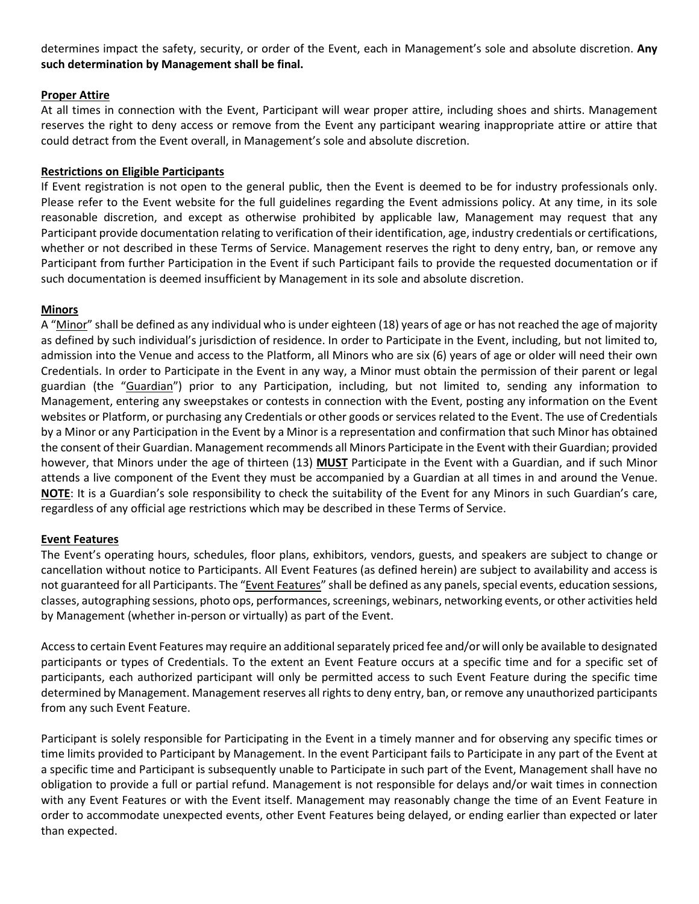determines impact the safety, security, or order of the Event, each in Management's sole and absolute discretion. **Any such determination by Management shall be final.**

**Proper Attire**

At all times in connection with the Event, Participant will wear proper attire, including shoes and shirts. Management reserves the right to deny access or remove from the Event any participant wearing inappropriate attire or attire that could detract from the Event overall, in Management's sole and absolute discretion.

**Restrictions on Eligible Participants**

If Event registration is not open to the general public, then the Event is deemed to be for industry professionals only. Please refer to the Event website for the full guidelines regarding the Event admissions policy. At any time, in its sole reasonable discretion, and except as otherwise prohibited by applicable law, Management may request that any Participant provide documentation relating to verification of their identification, age, industry credentials or certifications, whether or not described in these Terms of Service. Management reserves the right to deny entry, ban, or remove any Participant from further Participation in the Event if such Participant fails to provide the requested documentation or if such documentation is deemed insufficient by Management in its sole and absolute discretion.

**Minors**

A "Minor" shall be defined as any individual who is under eighteen (18) years of age or has not reached the age of majority as defined by such individual's jurisdiction of residence. In order to Participate in the Event, including, but not limited to, admission into the Venue and access to the Platform, all Minors who are six (6) years of age or older will need their own Credentials. In order to Participate in the Event in any way, a Minor must obtain the permission of their parent or legal guardian (the "Guardian") prior to any Participation, including, but not limited to, sending any information to Management, entering any sweepstakes or contests in connection with the Event, posting any information on the Event websites or Platform, or purchasing any Credentials or other goods or services related to the Event. The use of Credentials by a Minor or any Participation in the Event by a Minor is a representation and confirmation that such Minor has obtained the consent of their Guardian. Management recommends all Minors Participate in the Event with their Guardian; provided however, that Minors under the age of thirteen (13) **MUST** Participate in the Event with a Guardian, and if such Minor attends a live component of the Event they must be accompanied by a Guardian at all times in and around the Venue. **NOTE**: It is a Guardian's sole responsibility to check the suitability of the Event for any Minors in such Guardian's care, regardless of any official age restrictions which may be described in these Terms of Service.

**Event Features**

The Event's operating hours, schedules, floor plans, exhibitors, vendors, guests, and speakers are subject to change or cancellation without notice to Participants. All Event Features (as defined herein) are subject to availability and access is not guaranteed for all Participants. The "Event Features" shall be defined as any panels, special events, education sessions, classes, autographing sessions, photo ops, performances, screenings, webinars, networking events, or other activities held by Management (whether in-person or virtually) as part of the Event.

Access to certain Event Features may require an additional separately priced fee and/or will only be available to designated participants or types of Credentials. To the extent an Event Feature occurs at a specific time and for a specific set of participants, each authorized participant will only be permitted access to such Event Feature during the specific time determined by Management. Management reserves all rights to deny entry, ban, or remove any unauthorized participants from any such Event Feature.

Participant is solely responsible for Participating in the Event in a timely manner and for observing any specific times or time limits provided to Participant by Management. In the event Participant fails to Participate in any part of the Event at a specific time and Participant is subsequently unable to Participate in such part of the Event, Management shall have no obligation to provide a full or partial refund. Management is not responsible for delays and/or wait times in connection with any Event Features or with the Event itself. Management may reasonably change the time of an Event Feature in order to accommodate unexpected events, other Event Features being delayed, or ending earlier than expected or later than expected.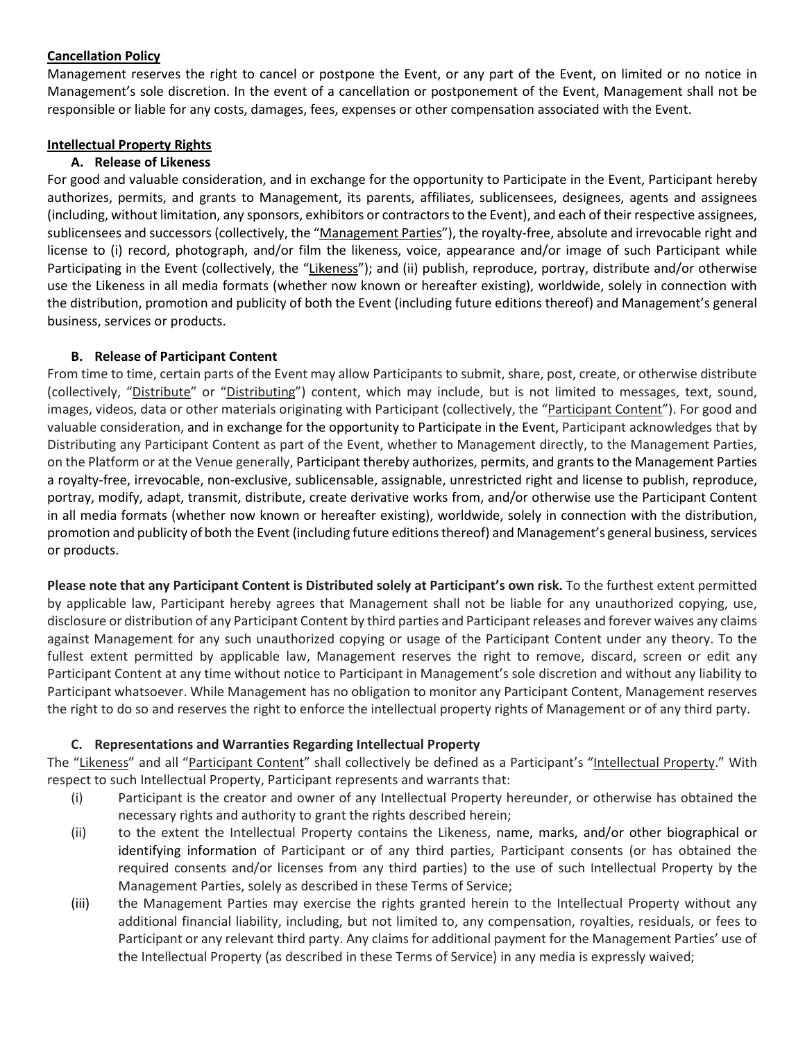**Cancellation Policy**

Management reserves the right to cancel or postpone the Event, or any part of the Event, on limited or no notice in Management's sole discretion. In the event of a cancellation or postponement of the Event, Management shall not be responsible or liable for any costs, damages, fees, expenses or other compensation associated with the Event.

**Intellectual Property Rights**

**A. Release of Likeness**

For good and valuable consideration, and in exchange for the opportunity to Participate in the Event, Participant hereby authorizes, permits, and grants to Management, its parents, affiliates, sublicensees, designees, agents and assignees (including, without limitation, any sponsors, exhibitors or contractors to the Event), and each of their respective assignees, sublicensees and successors (collectively, the "Management Parties"), the royalty-free, absolute and irrevocable right and license to (i) record, photograph, and/or film the likeness, voice, appearance and/or image of such Participant while Participating in the Event (collectively, the "Likeness"); and (ii) publish, reproduce, portray, distribute and/or otherwise use the Likeness in all media formats (whether now known or hereafter existing), worldwide, solely in connection with the distribution, promotion and publicity of both the Event (including future editions thereof) and Management's general business, services or products.

**B. Release of Participant Content**

From time to time, certain parts of the Event may allow Participants to submit, share, post, create, or otherwise distribute (collectively, "Distribute" or "Distributing") content, which may include, but is not limited to messages, text, sound, images, videos, data or other materials originating with Participant (collectively, the "Participant Content"). For good and valuable consideration, and in exchange for the opportunity to Participate in the Event, Participant acknowledges that by Distributing any Participant Content as part of the Event, whether to Management directly, to the Management Parties, on the Platform or at the Venue generally, Participant thereby authorizes, permits, and grants to the Management Parties a royalty-free, irrevocable, non-exclusive, sublicensable, assignable, unrestricted right and license to publish, reproduce, portray, modify, adapt, transmit, distribute, create derivative works from, and/or otherwise use the Participant Content in all media formats (whether now known or hereafter existing), worldwide, solely in connection with the distribution, promotion and publicity of both the Event (including future editions thereof) and Management's general business, services or products.

**Please note that any Participant Content is Distributed solely at Participant's own risk.** To the furthest extent permitted by applicable law, Participant hereby agrees that Management shall not be liable for any unauthorized copying, use, disclosure or distribution of any Participant Content by third parties and Participant releases and forever waives any claims against Management for any such unauthorized copying or usage of the Participant Content under any theory. To the fullest extent permitted by applicable law, Management reserves the right to remove, discard, screen or edit any Participant Content at any time without notice to Participant in Management's sole discretion and without any liability to Participant whatsoever. While Management has no obligation to monitor any Participant Content, Management reserves the right to do so and reserves the right to enforce the intellectual property rights of Management or of any third party.

**C. Representations and Warranties Regarding Intellectual Property**

The "Likeness" and all "Participant Content" shall collectively be defined as a Participant's "Intellectual Property." With respect to such Intellectual Property, Participant represents and warrants that:

(i) Participant is the creator and owner of any Intellectual Property hereunder, or otherwise has obtained the necessary rights and authority to grant the rights described herein;

(ii) to the extent the Intellectual Property contains the Likeness, name, marks, and/or other biographical or identifying information of Participant or of any third parties, Participant consents (or has obtained the required consents and/or licenses from any third parties) to the use of such Intellectual Property by the Management Parties, solely as described in these Terms of Service;

(iii) the Management Parties may exercise the rights granted herein to the Intellectual Property without any additional financial liability, including, but not limited to, any compensation, royalties, residuals, or fees to Participant or any relevant third party. Any claims for additional payment for the Management Parties' use of the Intellectual Property (as described in these Terms of Service) in any media is expressly waived;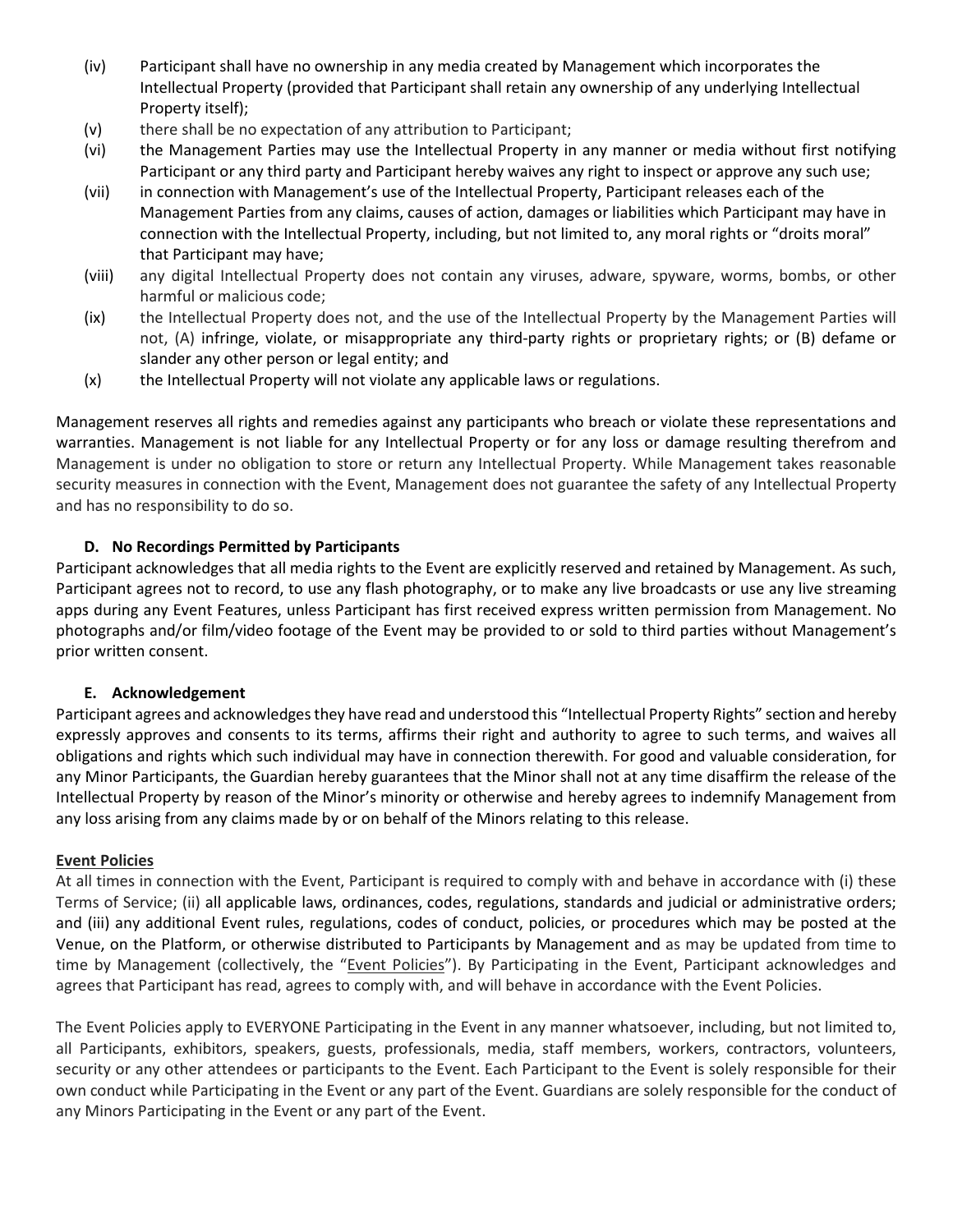(iv) Participant shall have no ownership in any media created by Management which incorporates the Intellectual Property (provided that Participant shall retain any ownership of any underlying Intellectual Property itself);

(v) there shall be no expectation of any attribution to Participant;

(vi) the Management Parties may use the Intellectual Property in any manner or media without first notifying Participant or any third party and Participant hereby waives any right to inspect or approve any such use;

(vii) in connection with Management's use of the Intellectual Property, Participant releases each of the Management Parties from any claims, causes of action, damages or liabilities which Participant may have in connection with the Intellectual Property, including, but not limited to, any moral rights or "droits moral" that Participant may have;

(viii) any digital Intellectual Property does not contain any viruses, adware, spyware, worms, bombs, or other harmful or malicious code;

(ix) the Intellectual Property does not, and the use of the Intellectual Property by the Management Parties will not, (A) infringe, violate, or misappropriate any third-party rights or proprietary rights; or (B) defame or slander any other person or legal entity; and

(x) the Intellectual Property will not violate any applicable laws or regulations.

Management reserves all rights and remedies against any participants who breach or violate these representations and warranties. Management is not liable for any Intellectual Property or for any loss or damage resulting therefrom and Management is under no obligation to store or return any Intellectual Property. While Management takes reasonable security measures in connection with the Event, Management does not guarantee the safety of any Intellectual Property and has no responsibility to do so.

**D. No Recordings Permitted by Participants**

Participant acknowledges that all media rights to the Event are explicitly reserved and retained by Management. As such, Participant agrees not to record, to use any flash photography, or to make any live broadcasts or use any live streaming apps during any Event Features, unless Participant has first received express written permission from Management. No photographs and/or film/video footage of the Event may be provided to or sold to third parties without Management's prior written consent.

**E. Acknowledgement**

Participant agrees and acknowledges they have read and understood this "Intellectual Property Rights" section and hereby expressly approves and consents to its terms, affirms their right and authority to agree to such terms, and waives all obligations and rights which such individual may have in connection therewith. For good and valuable consideration, for any Minor Participants, the Guardian hereby guarantees that the Minor shall not at any time disaffirm the release of the Intellectual Property by reason of the Minor's minority or otherwise and hereby agrees to indemnify Management from any loss arising from any claims made by or on behalf of the Minors relating to this release.

**Event Policies**

At all times in connection with the Event, Participant is required to comply with and behave in accordance with (i) these Terms of Service; (ii) all applicable laws, ordinances, codes, regulations, standards and judicial or administrative orders; and (iii) any additional Event rules, regulations, codes of conduct, policies, or procedures which may be posted at the Venue, on the Platform, or otherwise distributed to Participants by Management and as may be updated from time to time by Management (collectively, the "Event Policies"). By Participating in the Event, Participant acknowledges and agrees that Participant has read, agrees to comply with, and will behave in accordance with the Event Policies.

The Event Policies apply to EVERYONE Participating in the Event in any manner whatsoever, including, but not limited to, all Participants, exhibitors, speakers, guests, professionals, media, staff members, workers, contractors, volunteers, security or any other attendees or participants to the Event. Each Participant to the Event is solely responsible for their own conduct while Participating in the Event or any part of the Event. Guardians are solely responsible for the conduct of any Minors Participating in the Event or any part of the Event.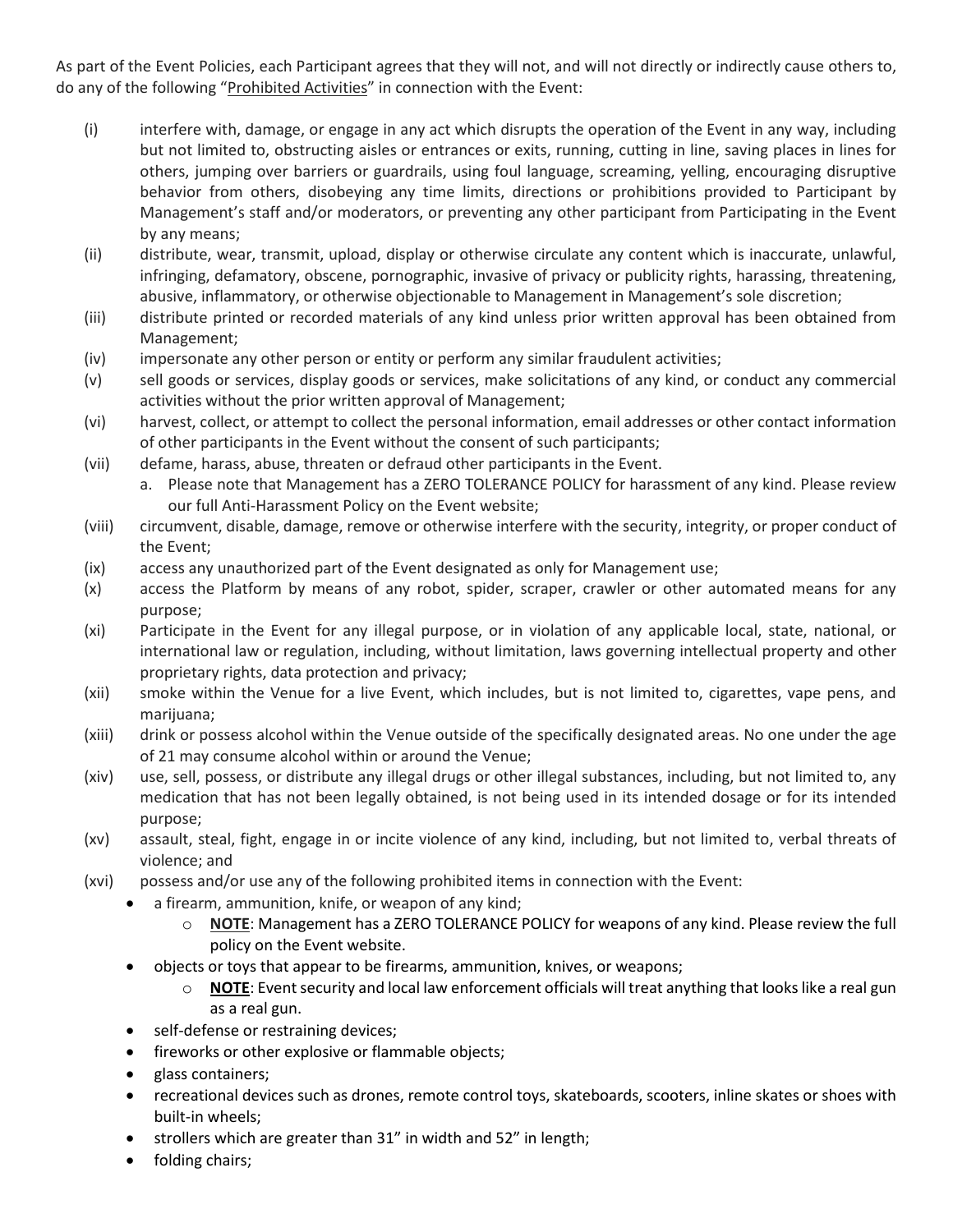As part of the Event Policies, each Participant agrees that they will not, and will not directly or indirectly cause others to, do any of the following "<u>Prohibited Activities</u>" in connection with the Event:

(i) interfere with, damage, or engage in any act which disrupts the operation of the Event in any way, including but not limited to, obstructing aisles or entrances or exits, running, cutting in line, saving places in lines for others, jumping over barriers or guardrails, using foul language, screaming, yelling, encouraging disruptive behavior from others, disobeying any time limits, directions or prohibitions provided to Participant by Management's staff and/or moderators, or preventing any other participant from Participating in the Event by any means;

(ii) distribute, wear, transmit, upload, display or otherwise circulate any content which is inaccurate, unlawful, infringing, defamatory, obscene, pornographic, invasive of privacy or publicity rights, harassing, threatening, abusive, inflammatory, or otherwise objectionable to Management in Management's sole discretion;

(iii) distribute printed or recorded materials of any kind unless prior written approval has been obtained from Management;

(iv) impersonate any other person or entity or perform any similar fraudulent activities;

(v) sell goods or services, display goods or services, make solicitations of any kind, or conduct any commercial activities without the prior written approval of Management;

(vi) harvest, collect, or attempt to collect the personal information, email addresses or other contact information of other participants in the Event without the consent of such participants;

(vii) defame, harass, abuse, threaten or defraud other participants in the Event.
   a. Please note that Management has a ZERO TOLERANCE POLICY for harassment of any kind. Please review our full Anti-Harassment Policy on the Event website;

(viii) circumvent, disable, damage, remove or otherwise interfere with the security, integrity, or proper conduct of the Event;

(ix) access any unauthorized part of the Event designated as only for Management use;

(x) access the Platform by means of any robot, spider, scraper, crawler or other automated means for any purpose;

(xi) Participate in the Event for any illegal purpose, or in violation of any applicable local, state, national, or international law or regulation, including, without limitation, laws governing intellectual property and other proprietary rights, data protection and privacy;

(xii) smoke within the Venue for a live Event, which includes, but is not limited to, cigarettes, vape pens, and marijuana;

(xiii) drink or possess alcohol within the Venue outside of the specifically designated areas. No one under the age of 21 may consume alcohol within or around the Venue;

(xiv) use, sell, possess, or distribute any illegal drugs or other illegal substances, including, but not limited to, any medication that has not been legally obtained, is not being used in its intended dosage or for its intended purpose;

(xv) assault, steal, fight, engage in or incite violence of any kind, including, but not limited to, verbal threats of violence; and

(xvi) possess and/or use any of the following prohibited items in connection with the Event:
   - a firearm, ammunition, knife, or weapon of any kind;
     - **<u>NOTE</u>**: Management has a ZERO TOLERANCE POLICY for weapons of any kind. Please review the full policy on the Event website.
   - objects or toys that appear to be firearms, ammunition, knives, or weapons;
     - **<u>NOTE</u>**: Event security and local law enforcement officials will treat anything that looks like a real gun as a real gun.
   - self-defense or restraining devices;
   - fireworks or other explosive or flammable objects;
   - glass containers;
   - recreational devices such as drones, remote control toys, skateboards, scooters, inline skates or shoes with built-in wheels;
   - strollers which are greater than 31" in width and 52" in length;
   - folding chairs;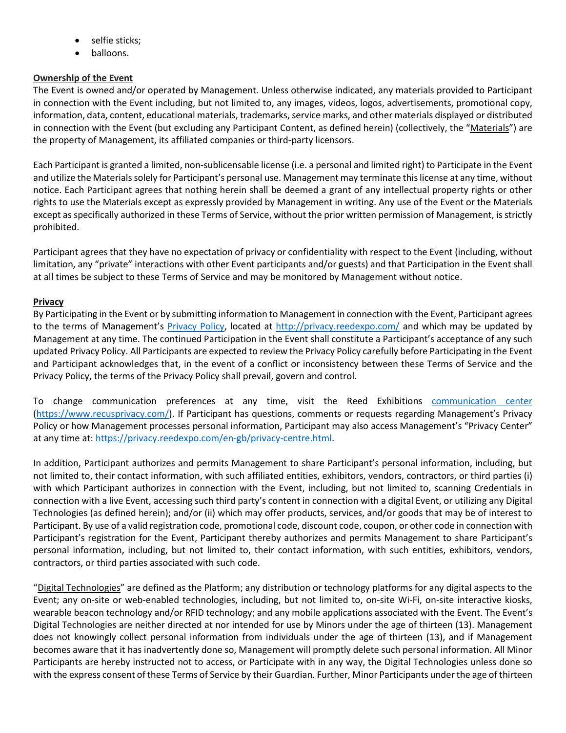- selfie sticks;
- balloons.

**Ownership of the Event**

The Event is owned and/or operated by Management. Unless otherwise indicated, any materials provided to Participant in connection with the Event including, but not limited to, any images, videos, logos, advertisements, promotional copy, information, data, content, educational materials, trademarks, service marks, and other materials displayed or distributed in connection with the Event (but excluding any Participant Content, as defined herein) (collectively, the "Materials") are the property of Management, its affiliated companies or third-party licensors.

Each Participant is granted a limited, non-sublicensable license (i.e. a personal and limited right) to Participate in the Event and utilize the Materials solely for Participant's personal use. Management may terminate this license at any time, without notice. Each Participant agrees that nothing herein shall be deemed a grant of any intellectual property rights or other rights to use the Materials except as expressly provided by Management in writing. Any use of the Event or the Materials except as specifically authorized in these Terms of Service, without the prior written permission of Management, is strictly prohibited.

Participant agrees that they have no expectation of privacy or confidentiality with respect to the Event (including, without limitation, any "private" interactions with other Event participants and/or guests) and that Participation in the Event shall at all times be subject to these Terms of Service and may be monitored by Management without notice.

**Privacy**

By Participating in the Event or by submitting information to Management in connection with the Event, Participant agrees to the terms of Management's Privacy Policy, located at http://privacy.reedexpo.com/ and which may be updated by Management at any time. The continued Participation in the Event shall constitute a Participant's acceptance of any such updated Privacy Policy. All Participants are expected to review the Privacy Policy carefully before Participating in the Event and Participant acknowledges that, in the event of a conflict or inconsistency between these Terms of Service and the Privacy Policy, the terms of the Privacy Policy shall prevail, govern and control.

To change communication preferences at any time, visit the Reed Exhibitions communication center (https://www.recusprivacy.com/). If Participant has questions, comments or requests regarding Management's Privacy Policy or how Management processes personal information, Participant may also access Management's "Privacy Center" at any time at: https://privacy.reedexpo.com/en-gb/privacy-centre.html.

In addition, Participant authorizes and permits Management to share Participant's personal information, including, but not limited to, their contact information, with such affiliated entities, exhibitors, vendors, contractors, or third parties (i) with which Participant authorizes in connection with the Event, including, but not limited to, scanning Credentials in connection with a live Event, accessing such third party's content in connection with a digital Event, or utilizing any Digital Technologies (as defined herein); and/or (ii) which may offer products, services, and/or goods that may be of interest to Participant. By use of a valid registration code, promotional code, discount code, coupon, or other code in connection with Participant's registration for the Event, Participant thereby authorizes and permits Management to share Participant's personal information, including, but not limited to, their contact information, with such entities, exhibitors, vendors, contractors, or third parties associated with such code.

"Digital Technologies" are defined as the Platform; any distribution or technology platforms for any digital aspects to the Event; any on-site or web-enabled technologies, including, but not limited to, on-site Wi-Fi, on-site interactive kiosks, wearable beacon technology and/or RFID technology; and any mobile applications associated with the Event. The Event's Digital Technologies are neither directed at nor intended for use by Minors under the age of thirteen (13). Management does not knowingly collect personal information from individuals under the age of thirteen (13), and if Management becomes aware that it has inadvertently done so, Management will promptly delete such personal information. All Minor Participants are hereby instructed not to access, or Participate with in any way, the Digital Technologies unless done so with the express consent of these Terms of Service by their Guardian. Further, Minor Participants under the age of thirteen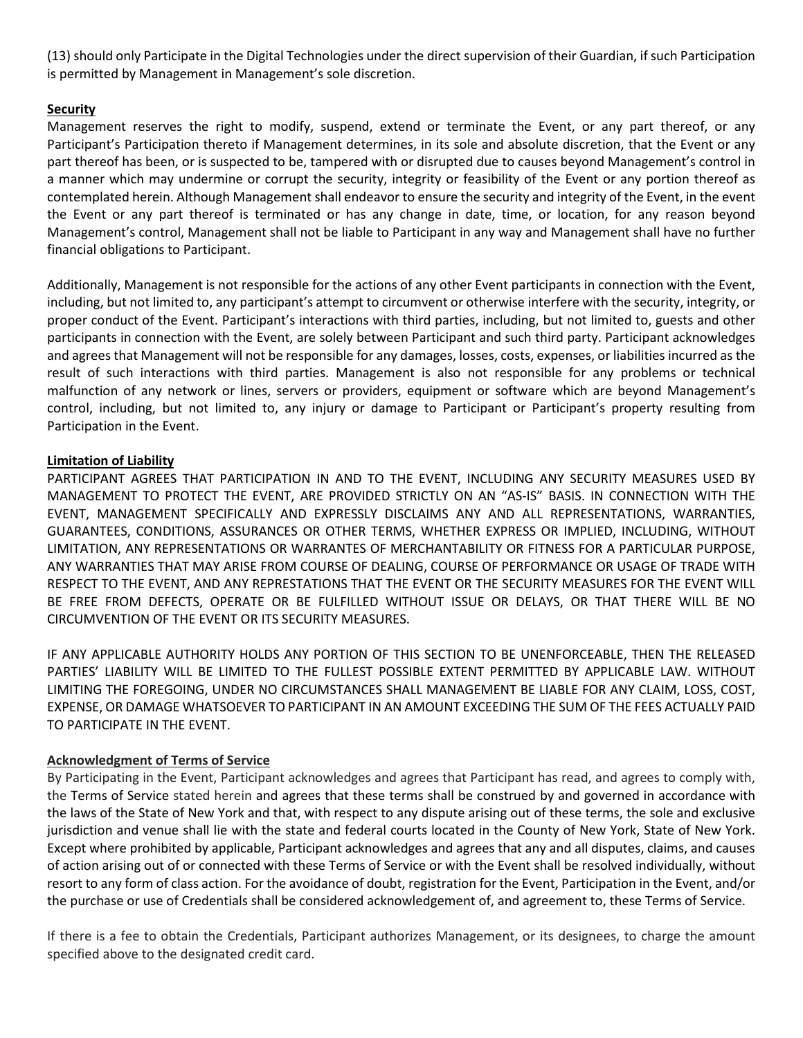(13) should only Participate in the Digital Technologies under the direct supervision of their Guardian, if such Participation is permitted by Management in Management's sole discretion.

**Security**

Management reserves the right to modify, suspend, extend or terminate the Event, or any part thereof, or any Participant's Participation thereto if Management determines, in its sole and absolute discretion, that the Event or any part thereof has been, or is suspected to be, tampered with or disrupted due to causes beyond Management's control in a manner which may undermine or corrupt the security, integrity or feasibility of the Event or any portion thereof as contemplated herein. Although Management shall endeavor to ensure the security and integrity of the Event, in the event the Event or any part thereof is terminated or has any change in date, time, or location, for any reason beyond Management's control, Management shall not be liable to Participant in any way and Management shall have no further financial obligations to Participant.

Additionally, Management is not responsible for the actions of any other Event participants in connection with the Event, including, but not limited to, any participant's attempt to circumvent or otherwise interfere with the security, integrity, or proper conduct of the Event. Participant's interactions with third parties, including, but not limited to, guests and other participants in connection with the Event, are solely between Participant and such third party. Participant acknowledges and agrees that Management will not be responsible for any damages, losses, costs, expenses, or liabilities incurred as the result of such interactions with third parties. Management is also not responsible for any problems or technical malfunction of any network or lines, servers or providers, equipment or software which are beyond Management's control, including, but not limited to, any injury or damage to Participant or Participant's property resulting from Participation in the Event.

**Limitation of Liability**

PARTICIPANT AGREES THAT PARTICIPATION IN AND TO THE EVENT, INCLUDING ANY SECURITY MEASURES USED BY MANAGEMENT TO PROTECT THE EVENT, ARE PROVIDED STRICTLY ON AN "AS-IS" BASIS. IN CONNECTION WITH THE EVENT, MANAGEMENT SPECIFICALLY AND EXPRESSLY DISCLAIMS ANY AND ALL REPRESENTATIONS, WARRANTIES, GUARANTEES, CONDITIONS, ASSURANCES OR OTHER TERMS, WHETHER EXPRESS OR IMPLIED, INCLUDING, WITHOUT LIMITATION, ANY REPRESENTATIONS OR WARRANTES OF MERCHANTABILITY OR FITNESS FOR A PARTICULAR PURPOSE, ANY WARRANTIES THAT MAY ARISE FROM COURSE OF DEALING, COURSE OF PERFORMANCE OR USAGE OF TRADE WITH RESPECT TO THE EVENT, AND ANY REPRESTATIONS THAT THE EVENT OR THE SECURITY MEASURES FOR THE EVENT WILL BE FREE FROM DEFECTS, OPERATE OR BE FULFILLED WITHOUT ISSUE OR DELAYS, OR THAT THERE WILL BE NO CIRCUMVENTION OF THE EVENT OR ITS SECURITY MEASURES.

IF ANY APPLICABLE AUTHORITY HOLDS ANY PORTION OF THIS SECTION TO BE UNENFORCEABLE, THEN THE RELEASED PARTIES' LIABILITY WILL BE LIMITED TO THE FULLEST POSSIBLE EXTENT PERMITTED BY APPLICABLE LAW. WITHOUT LIMITING THE FOREGOING, UNDER NO CIRCUMSTANCES SHALL MANAGEMENT BE LIABLE FOR ANY CLAIM, LOSS, COST, EXPENSE, OR DAMAGE WHATSOEVER TO PARTICIPANT IN AN AMOUNT EXCEEDING THE SUM OF THE FEES ACTUALLY PAID TO PARTICIPATE IN THE EVENT.

**Acknowledgment of Terms of Service**

By Participating in the Event, Participant acknowledges and agrees that Participant has read, and agrees to comply with, the Terms of Service stated herein and agrees that these terms shall be construed by and governed in accordance with the laws of the State of New York and that, with respect to any dispute arising out of these terms, the sole and exclusive jurisdiction and venue shall lie with the state and federal courts located in the County of New York, State of New York. Except where prohibited by applicable, Participant acknowledges and agrees that any and all disputes, claims, and causes of action arising out of or connected with these Terms of Service or with the Event shall be resolved individually, without resort to any form of class action. For the avoidance of doubt, registration for the Event, Participation in the Event, and/or the purchase or use of Credentials shall be considered acknowledgement of, and agreement to, these Terms of Service.

If there is a fee to obtain the Credentials, Participant authorizes Management, or its designees, to charge the amount specified above to the designated credit card.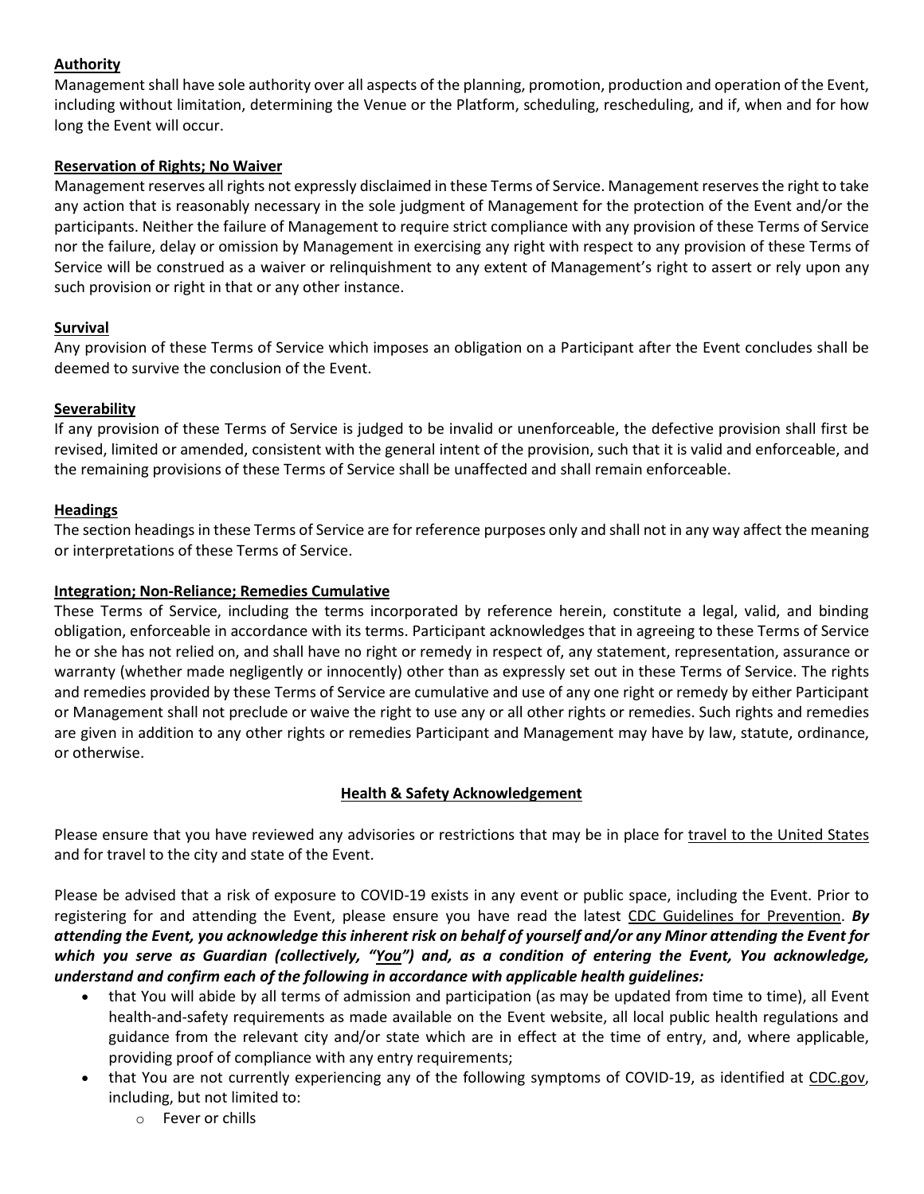**Authority**

Management shall have sole authority over all aspects of the planning, promotion, production and operation of the Event, including without limitation, determining the Venue or the Platform, scheduling, rescheduling, and if, when and for how long the Event will occur.

**Reservation of Rights; No Waiver**

Management reserves all rights not expressly disclaimed in these Terms of Service. Management reserves the right to take any action that is reasonably necessary in the sole judgment of Management for the protection of the Event and/or the participants. Neither the failure of Management to require strict compliance with any provision of these Terms of Service nor the failure, delay or omission by Management in exercising any right with respect to any provision of these Terms of Service will be construed as a waiver or relinquishment to any extent of Management's right to assert or rely upon any such provision or right in that or any other instance.

**Survival**

Any provision of these Terms of Service which imposes an obligation on a Participant after the Event concludes shall be deemed to survive the conclusion of the Event.

**Severability**

If any provision of these Terms of Service is judged to be invalid or unenforceable, the defective provision shall first be revised, limited or amended, consistent with the general intent of the provision, such that it is valid and enforceable, and the remaining provisions of these Terms of Service shall be unaffected and shall remain enforceable.

**Headings**

The section headings in these Terms of Service are for reference purposes only and shall not in any way affect the meaning or interpretations of these Terms of Service.

**Integration; Non-Reliance; Remedies Cumulative**

These Terms of Service, including the terms incorporated by reference herein, constitute a legal, valid, and binding obligation, enforceable in accordance with its terms. Participant acknowledges that in agreeing to these Terms of Service he or she has not relied on, and shall have no right or remedy in respect of, any statement, representation, assurance or warranty (whether made negligently or innocently) other than as expressly set out in these Terms of Service. The rights and remedies provided by these Terms of Service are cumulative and use of any one right or remedy by either Participant or Management shall not preclude or waive the right to use any or all other rights or remedies. Such rights and remedies are given in addition to any other rights or remedies Participant and Management may have by law, statute, ordinance, or otherwise.

## Health & Safety Acknowledgement

Please ensure that you have reviewed any advisories or restrictions that may be in place for travel to the United States and for travel to the city and state of the Event.

Please be advised that a risk of exposure to COVID-19 exists in any event or public space, including the Event. Prior to registering for and attending the Event, please ensure you have read the latest CDC Guidelines for Prevention. ***By attending the Event, you acknowledge this inherent risk on behalf of yourself and/or any Minor attending the Event for which you serve as Guardian (collectively, "You") and, as a condition of entering the Event, You acknowledge, understand and confirm each of the following in accordance with applicable health guidelines:***

- that You will abide by all terms of admission and participation (as may be updated from time to time), all Event health-and-safety requirements as made available on the Event website, all local public health regulations and guidance from the relevant city and/or state which are in effect at the time of entry, and, where applicable, providing proof of compliance with any entry requirements;
- that You are not currently experiencing any of the following symptoms of COVID-19, as identified at CDC.gov, including, but not limited to:
  - Fever or chills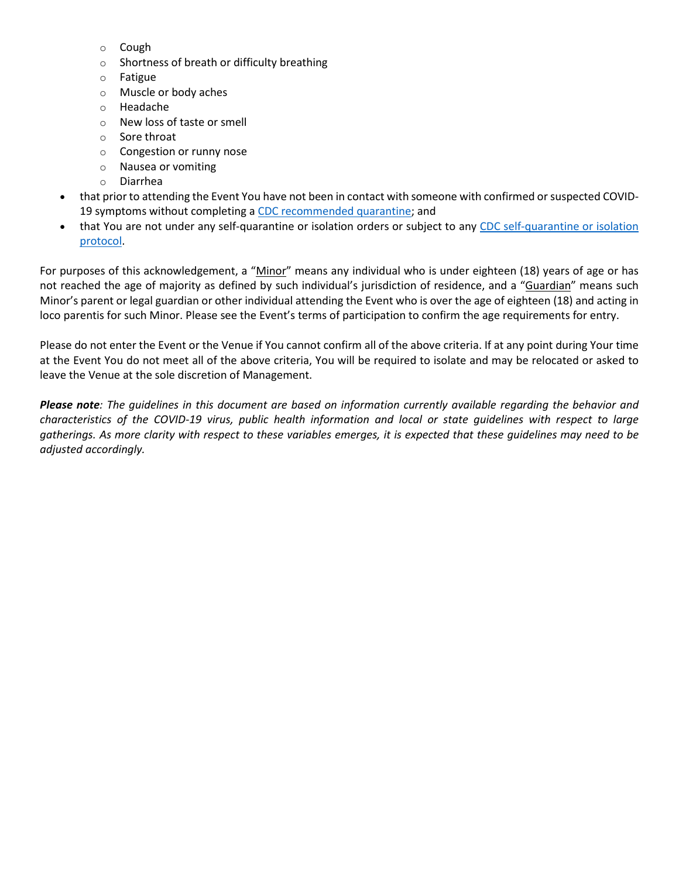- Cough
  - Shortness of breath or difficulty breathing
  - Fatigue
  - Muscle or body aches
  - Headache
  - New loss of taste or smell
  - Sore throat
  - Congestion or runny nose
  - Nausea or vomiting
  - Diarrhea
- that prior to attending the Event You have not been in contact with someone with confirmed or suspected COVID-19 symptoms without completing a CDC recommended quarantine; and
- that You are not under any self-quarantine or isolation orders or subject to any CDC self-quarantine or isolation protocol.

For purposes of this acknowledgement, a "Minor" means any individual who is under eighteen (18) years of age or has not reached the age of majority as defined by such individual's jurisdiction of residence, and a "Guardian" means such Minor's parent or legal guardian or other individual attending the Event who is over the age of eighteen (18) and acting in loco parentis for such Minor. Please see the Event's terms of participation to confirm the age requirements for entry.

Please do not enter the Event or the Venue if You cannot confirm all of the above criteria. If at any point during Your time at the Event You do not meet all of the above criteria, You will be required to isolate and may be relocated or asked to leave the Venue at the sole discretion of Management.

***Please note****: The guidelines in this document are based on information currently available regarding the behavior and characteristics of the COVID-19 virus, public health information and local or state guidelines with respect to large gatherings. As more clarity with respect to these variables emerges, it is expected that these guidelines may need to be adjusted accordingly.*